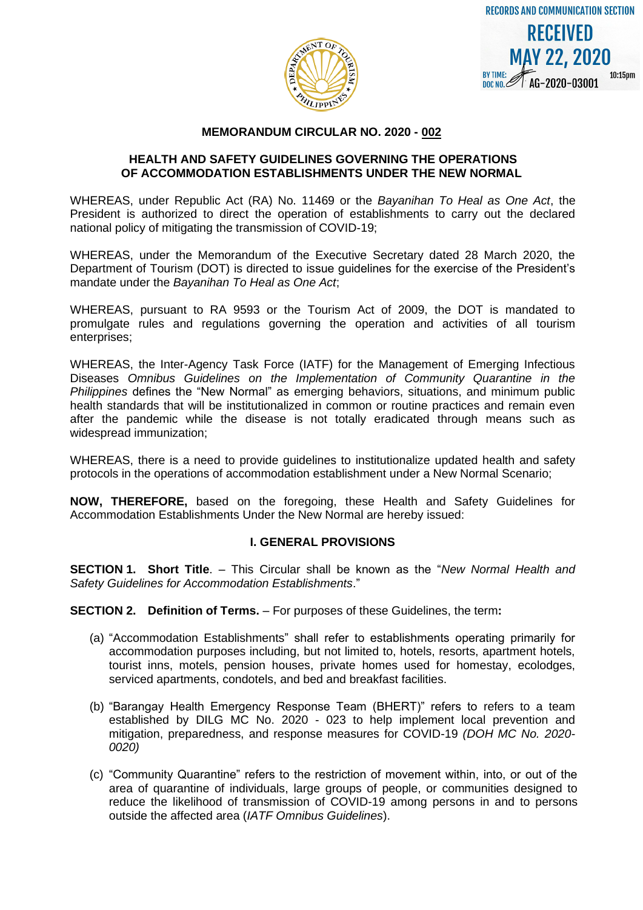RECORDS AND COMMUNICATION SECTION
RECEIVED
MAY 22, 2020
BY TIME: 10:15pm
DOC NO. AG-2020-03001

**MEMORANDUM CIRCULAR NO. 2020 - 002**

## HEALTH AND SAFETY GUIDELINES GOVERNING THE OPERATIONS OF ACCOMMODATION ESTABLISHMENTS UNDER THE NEW NORMAL

WHEREAS, under Republic Act (RA) No. 11469 or the *Bayanihan To Heal as One Act*, the President is authorized to direct the operation of establishments to carry out the declared national policy of mitigating the transmission of COVID-19;

WHEREAS, under the Memorandum of the Executive Secretary dated 28 March 2020, the Department of Tourism (DOT) is directed to issue guidelines for the exercise of the President's mandate under the *Bayanihan To Heal as One Act*;

WHEREAS, pursuant to RA 9593 or the Tourism Act of 2009, the DOT is mandated to promulgate rules and regulations governing the operation and activities of all tourism enterprises;

WHEREAS, the Inter-Agency Task Force (IATF) for the Management of Emerging Infectious Diseases *Omnibus Guidelines on the Implementation of Community Quarantine in the Philippines* defines the "New Normal" as emerging behaviors, situations, and minimum public health standards that will be institutionalized in common or routine practices and remain even after the pandemic while the disease is not totally eradicated through means such as widespread immunization;

WHEREAS, there is a need to provide guidelines to institutionalize updated health and safety protocols in the operations of accommodation establishment under a New Normal Scenario;

**NOW, THEREFORE,** based on the foregoing, these Health and Safety Guidelines for Accommodation Establishments Under the New Normal are hereby issued:

### I. GENERAL PROVISIONS

**SECTION 1. Short Title**. – This Circular shall be known as the "*New Normal Health and Safety Guidelines for Accommodation Establishments*."

**SECTION 2. Definition of Terms.** – For purposes of these Guidelines, the term**:**

(a) "Accommodation Establishments" shall refer to establishments operating primarily for accommodation purposes including, but not limited to, hotels, resorts, apartment hotels, tourist inns, motels, pension houses, private homes used for homestay, ecolodges, serviced apartments, condotels, and bed and breakfast facilities.

(b) "Barangay Health Emergency Response Team (BHERT)" refers to refers to a team established by DILG MC No. 2020 - 023 to help implement local prevention and mitigation, preparedness, and response measures for COVID-19 *(DOH MC No. 2020-0020)*

(c) "Community Quarantine" refers to the restriction of movement within, into, or out of the area of quarantine of individuals, large groups of people, or communities designed to reduce the likelihood of transmission of COVID-19 among persons in and to persons outside the affected area (*IATF Omnibus Guidelines*).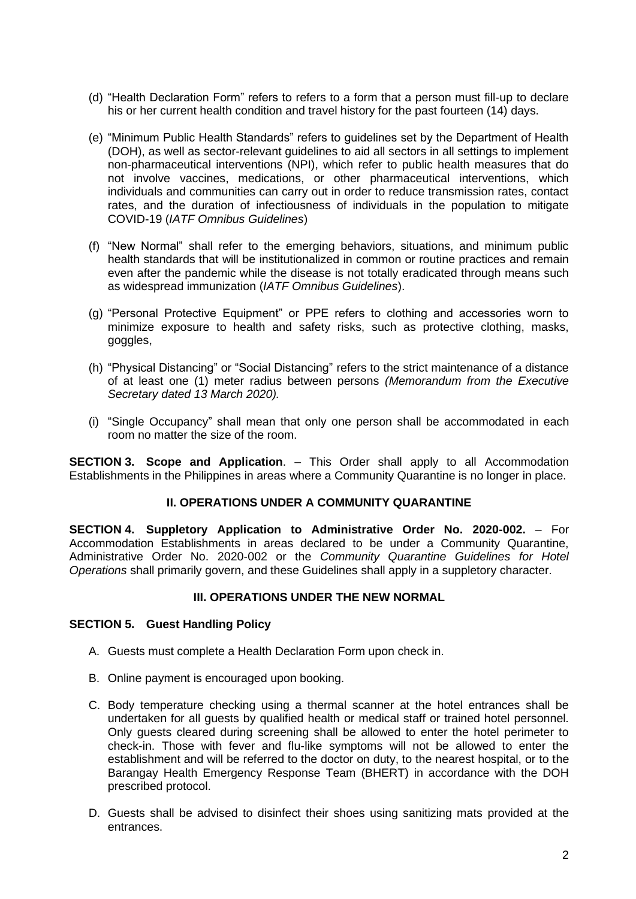(d) "Health Declaration Form" refers to refers to a form that a person must fill-up to declare his or her current health condition and travel history for the past fourteen (14) days.

(e) "Minimum Public Health Standards" refers to guidelines set by the Department of Health (DOH), as well as sector-relevant guidelines to aid all sectors in all settings to implement non-pharmaceutical interventions (NPI), which refer to public health measures that do not involve vaccines, medications, or other pharmaceutical interventions, which individuals and communities can carry out in order to reduce transmission rates, contact rates, and the duration of infectiousness of individuals in the population to mitigate COVID-19 (*IATF Omnibus Guidelines*)

(f) "New Normal" shall refer to the emerging behaviors, situations, and minimum public health standards that will be institutionalized in common or routine practices and remain even after the pandemic while the disease is not totally eradicated through means such as widespread immunization (*IATF Omnibus Guidelines*).

(g) "Personal Protective Equipment" or PPE refers to clothing and accessories worn to minimize exposure to health and safety risks, such as protective clothing, masks, goggles,

(h) "Physical Distancing" or "Social Distancing" refers to the strict maintenance of a distance of at least one (1) meter radius between persons *(Memorandum from the Executive Secretary dated 13 March 2020).*

(i) "Single Occupancy" shall mean that only one person shall be accommodated in each room no matter the size of the room.

**SECTION 3. Scope and Application**. – This Order shall apply to all Accommodation Establishments in the Philippines in areas where a Community Quarantine is no longer in place.

## II. OPERATIONS UNDER A COMMUNITY QUARANTINE

**SECTION 4. Suppletory Application to Administrative Order No. 2020-002.** – For Accommodation Establishments in areas declared to be under a Community Quarantine, Administrative Order No. 2020-002 or the *Community Quarantine Guidelines for Hotel Operations* shall primarily govern, and these Guidelines shall apply in a suppletory character.

## III. OPERATIONS UNDER THE NEW NORMAL

**SECTION 5. Guest Handling Policy**

A. Guests must complete a Health Declaration Form upon check in.

B. Online payment is encouraged upon booking.

C. Body temperature checking using a thermal scanner at the hotel entrances shall be undertaken for all guests by qualified health or medical staff or trained hotel personnel. Only guests cleared during screening shall be allowed to enter the hotel perimeter to check-in. Those with fever and flu-like symptoms will not be allowed to enter the establishment and will be referred to the doctor on duty, to the nearest hospital, or to the Barangay Health Emergency Response Team (BHERT) in accordance with the DOH prescribed protocol.

D. Guests shall be advised to disinfect their shoes using sanitizing mats provided at the entrances.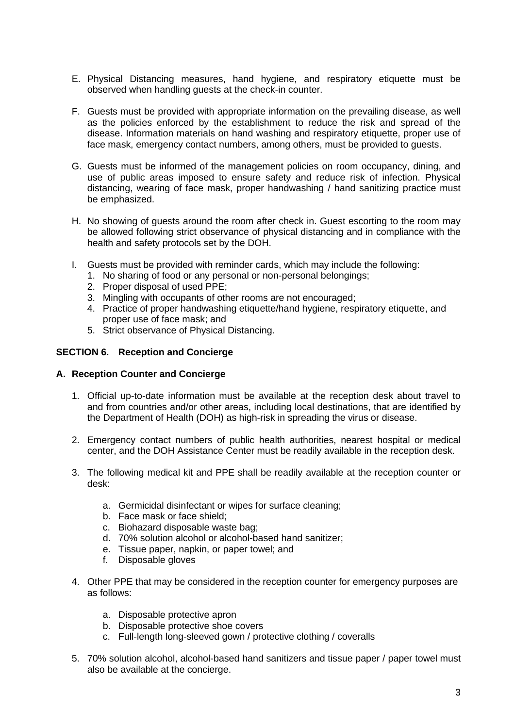E. Physical Distancing measures, hand hygiene, and respiratory etiquette must be observed when handling guests at the check-in counter.

F. Guests must be provided with appropriate information on the prevailing disease, as well as the policies enforced by the establishment to reduce the risk and spread of the disease. Information materials on hand washing and respiratory etiquette, proper use of face mask, emergency contact numbers, among others, must be provided to guests.

G. Guests must be informed of the management policies on room occupancy, dining, and use of public areas imposed to ensure safety and reduce risk of infection. Physical distancing, wearing of face mask, proper handwashing / hand sanitizing practice must be emphasized.

H. No showing of guests around the room after check in. Guest escorting to the room may be allowed following strict observance of physical distancing and in compliance with the health and safety protocols set by the DOH.

I. Guests must be provided with reminder cards, which may include the following:
   1. No sharing of food or any personal or non-personal belongings;
   2. Proper disposal of used PPE;
   3. Mingling with occupants of other rooms are not encouraged;
   4. Practice of proper handwashing etiquette/hand hygiene, respiratory etiquette, and proper use of face mask; and
   5. Strict observance of Physical Distancing.

**SECTION 6. Reception and Concierge**

**A. Reception Counter and Concierge**

1. Official up-to-date information must be available at the reception desk about travel to and from countries and/or other areas, including local destinations, that are identified by the Department of Health (DOH) as high-risk in spreading the virus or disease.

2. Emergency contact numbers of public health authorities, nearest hospital or medical center, and the DOH Assistance Center must be readily available in the reception desk.

3. The following medical kit and PPE shall be readily available at the reception counter or desk:

   a. Germicidal disinfectant or wipes for surface cleaning;
   b. Face mask or face shield;
   c. Biohazard disposable waste bag;
   d. 70% solution alcohol or alcohol-based hand sanitizer;
   e. Tissue paper, napkin, or paper towel; and
   f. Disposable gloves

4. Other PPE that may be considered in the reception counter for emergency purposes are as follows:

   a. Disposable protective apron
   b. Disposable protective shoe covers
   c. Full-length long-sleeved gown / protective clothing / coveralls

5. 70% solution alcohol, alcohol-based hand sanitizers and tissue paper / paper towel must also be available at the concierge.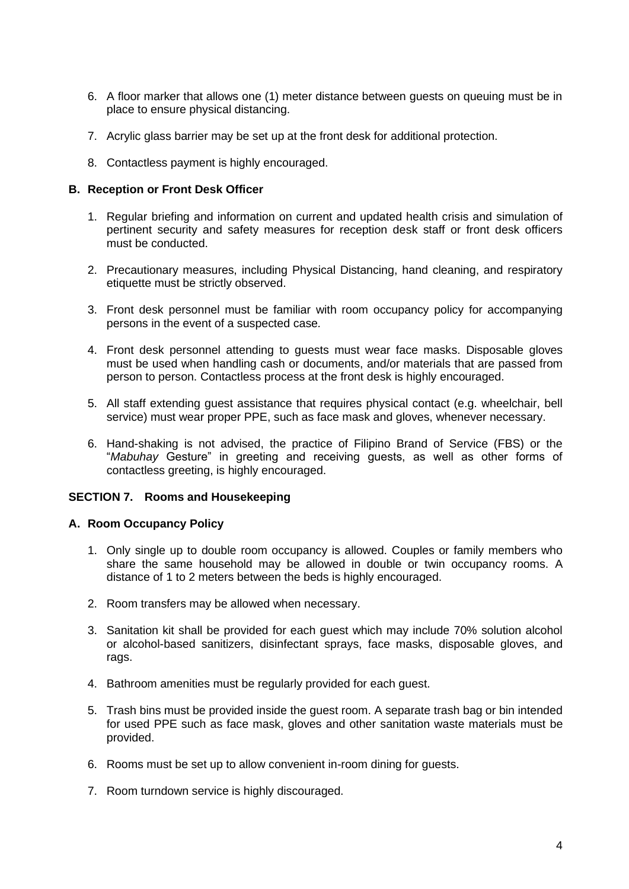6. A floor marker that allows one (1) meter distance between guests on queuing must be in place to ensure physical distancing.

7. Acrylic glass barrier may be set up at the front desk for additional protection.

8. Contactless payment is highly encouraged.

**B. Reception or Front Desk Officer**

1. Regular briefing and information on current and updated health crisis and simulation of pertinent security and safety measures for reception desk staff or front desk officers must be conducted.

2. Precautionary measures, including Physical Distancing, hand cleaning, and respiratory etiquette must be strictly observed.

3. Front desk personnel must be familiar with room occupancy policy for accompanying persons in the event of a suspected case.

4. Front desk personnel attending to guests must wear face masks. Disposable gloves must be used when handling cash or documents, and/or materials that are passed from person to person. Contactless process at the front desk is highly encouraged.

5. All staff extending guest assistance that requires physical contact (e.g. wheelchair, bell service) must wear proper PPE, such as face mask and gloves, whenever necessary.

6. Hand-shaking is not advised, the practice of Filipino Brand of Service (FBS) or the "*Mabuhay* Gesture" in greeting and receiving guests, as well as other forms of contactless greeting, is highly encouraged.

**SECTION 7. Rooms and Housekeeping**

**A. Room Occupancy Policy**

1. Only single up to double room occupancy is allowed. Couples or family members who share the same household may be allowed in double or twin occupancy rooms. A distance of 1 to 2 meters between the beds is highly encouraged.

2. Room transfers may be allowed when necessary.

3. Sanitation kit shall be provided for each guest which may include 70% solution alcohol or alcohol-based sanitizers, disinfectant sprays, face masks, disposable gloves, and rags.

4. Bathroom amenities must be regularly provided for each guest.

5. Trash bins must be provided inside the guest room. A separate trash bag or bin intended for used PPE such as face mask, gloves and other sanitation waste materials must be provided.

6. Rooms must be set up to allow convenient in-room dining for guests.

7. Room turndown service is highly discouraged.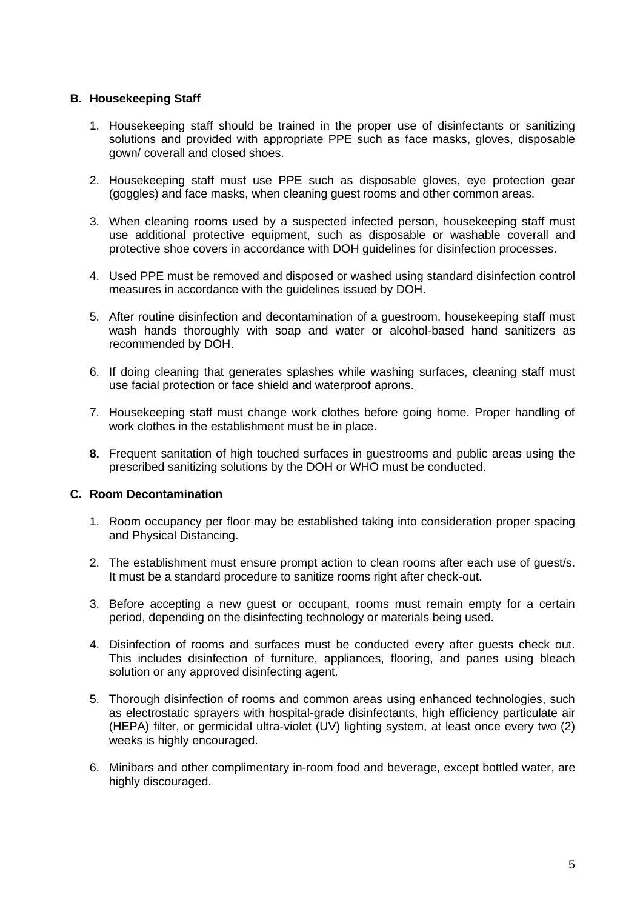### B. Housekeeping Staff

1. Housekeeping staff should be trained in the proper use of disinfectants or sanitizing solutions and provided with appropriate PPE such as face masks, gloves, disposable gown/ coverall and closed shoes.

2. Housekeeping staff must use PPE such as disposable gloves, eye protection gear (goggles) and face masks, when cleaning guest rooms and other common areas.

3. When cleaning rooms used by a suspected infected person, housekeeping staff must use additional protective equipment, such as disposable or washable coverall and protective shoe covers in accordance with DOH guidelines for disinfection processes.

4. Used PPE must be removed and disposed or washed using standard disinfection control measures in accordance with the guidelines issued by DOH.

5. After routine disinfection and decontamination of a guestroom, housekeeping staff must wash hands thoroughly with soap and water or alcohol-based hand sanitizers as recommended by DOH.

6. If doing cleaning that generates splashes while washing surfaces, cleaning staff must use facial protection or face shield and waterproof aprons.

7. Housekeeping staff must change work clothes before going home. Proper handling of work clothes in the establishment must be in place.

8. Frequent sanitation of high touched surfaces in guestrooms and public areas using the prescribed sanitizing solutions by the DOH or WHO must be conducted.

### C. Room Decontamination

1. Room occupancy per floor may be established taking into consideration proper spacing and Physical Distancing.

2. The establishment must ensure prompt action to clean rooms after each use of guest/s. It must be a standard procedure to sanitize rooms right after check-out.

3. Before accepting a new guest or occupant, rooms must remain empty for a certain period, depending on the disinfecting technology or materials being used.

4. Disinfection of rooms and surfaces must be conducted every after guests check out. This includes disinfection of furniture, appliances, flooring, and panes using bleach solution or any approved disinfecting agent.

5. Thorough disinfection of rooms and common areas using enhanced technologies, such as electrostatic sprayers with hospital-grade disinfectants, high efficiency particulate air (HEPA) filter, or germicidal ultra-violet (UV) lighting system, at least once every two (2) weeks is highly encouraged.

6. Minibars and other complimentary in-room food and beverage, except bottled water, are highly discouraged.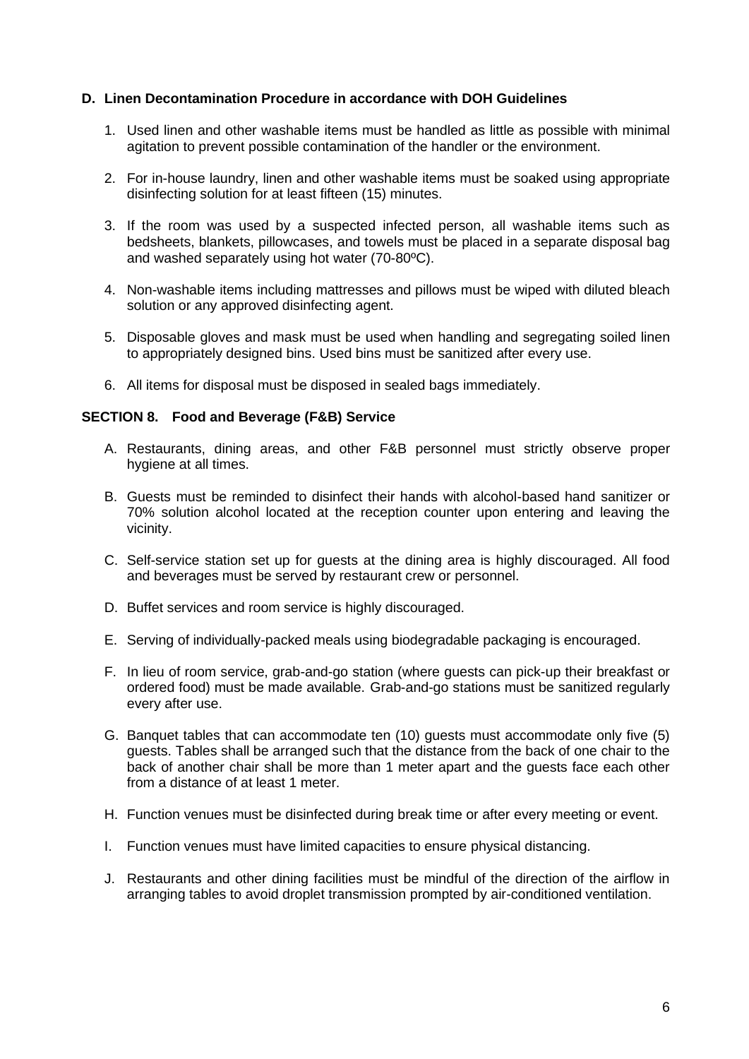### D. Linen Decontamination Procedure in accordance with DOH Guidelines

1. Used linen and other washable items must be handled as little as possible with minimal agitation to prevent possible contamination of the handler or the environment.

2. For in-house laundry, linen and other washable items must be soaked using appropriate disinfecting solution for at least fifteen (15) minutes.

3. If the room was used by a suspected infected person, all washable items such as bedsheets, blankets, pillowcases, and towels must be placed in a separate disposal bag and washed separately using hot water (70-80ºC).

4. Non-washable items including mattresses and pillows must be wiped with diluted bleach solution or any approved disinfecting agent.

5. Disposable gloves and mask must be used when handling and segregating soiled linen to appropriately designed bins. Used bins must be sanitized after every use.

6. All items for disposal must be disposed in sealed bags immediately.

## SECTION 8. Food and Beverage (F&B) Service

A. Restaurants, dining areas, and other F&B personnel must strictly observe proper hygiene at all times.

B. Guests must be reminded to disinfect their hands with alcohol-based hand sanitizer or 70% solution alcohol located at the reception counter upon entering and leaving the vicinity.

C. Self-service station set up for guests at the dining area is highly discouraged. All food and beverages must be served by restaurant crew or personnel.

D. Buffet services and room service is highly discouraged.

E. Serving of individually-packed meals using biodegradable packaging is encouraged.

F. In lieu of room service, grab-and-go station (where guests can pick-up their breakfast or ordered food) must be made available. Grab-and-go stations must be sanitized regularly every after use.

G. Banquet tables that can accommodate ten (10) guests must accommodate only five (5) guests. Tables shall be arranged such that the distance from the back of one chair to the back of another chair shall be more than 1 meter apart and the guests face each other from a distance of at least 1 meter.

H. Function venues must be disinfected during break time or after every meeting or event.

I. Function venues must have limited capacities to ensure physical distancing.

J. Restaurants and other dining facilities must be mindful of the direction of the airflow in arranging tables to avoid droplet transmission prompted by air-conditioned ventilation.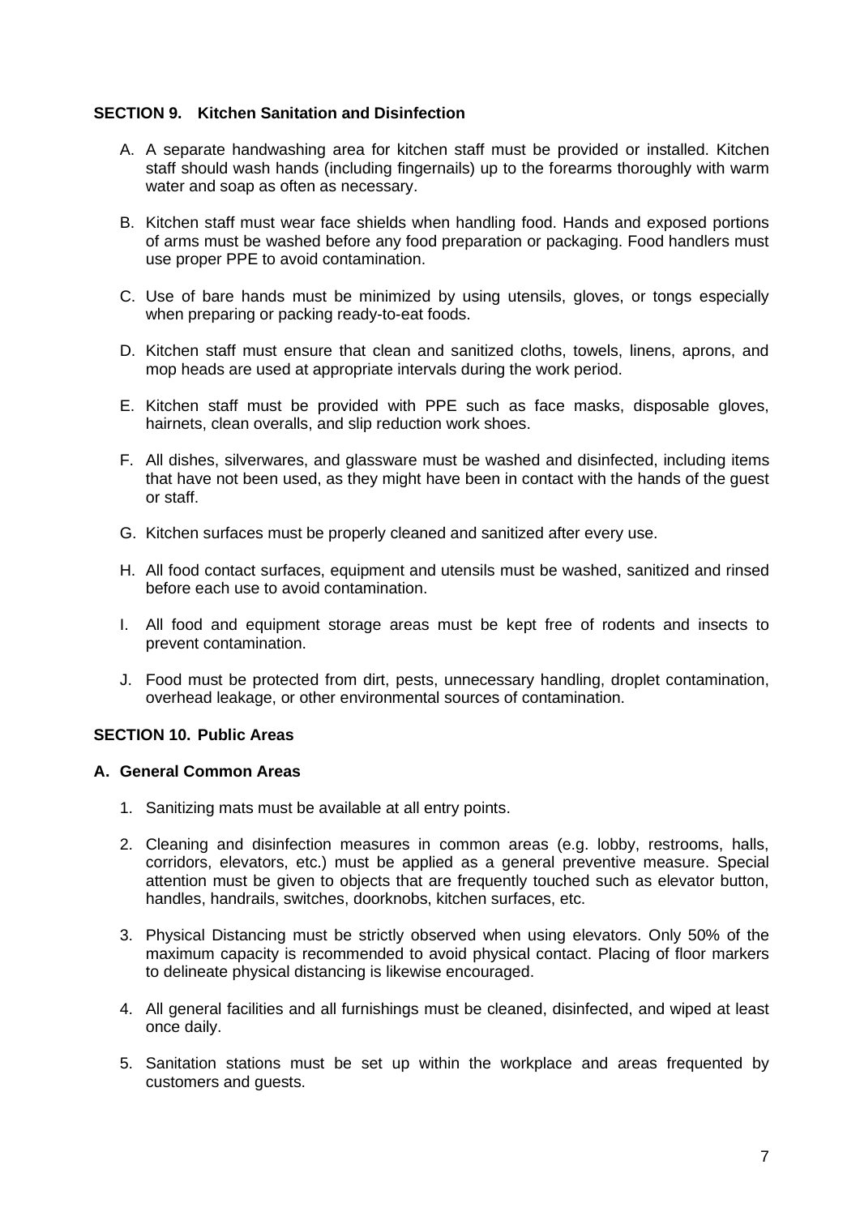## SECTION 9. Kitchen Sanitation and Disinfection

A. A separate handwashing area for kitchen staff must be provided or installed. Kitchen staff should wash hands (including fingernails) up to the forearms thoroughly with warm water and soap as often as necessary.

B. Kitchen staff must wear face shields when handling food. Hands and exposed portions of arms must be washed before any food preparation or packaging. Food handlers must use proper PPE to avoid contamination.

C. Use of bare hands must be minimized by using utensils, gloves, or tongs especially when preparing or packing ready-to-eat foods.

D. Kitchen staff must ensure that clean and sanitized cloths, towels, linens, aprons, and mop heads are used at appropriate intervals during the work period.

E. Kitchen staff must be provided with PPE such as face masks, disposable gloves, hairnets, clean overalls, and slip reduction work shoes.

F. All dishes, silverwares, and glassware must be washed and disinfected, including items that have not been used, as they might have been in contact with the hands of the guest or staff.

G. Kitchen surfaces must be properly cleaned and sanitized after every use.

H. All food contact surfaces, equipment and utensils must be washed, sanitized and rinsed before each use to avoid contamination.

I. All food and equipment storage areas must be kept free of rodents and insects to prevent contamination.

J. Food must be protected from dirt, pests, unnecessary handling, droplet contamination, overhead leakage, or other environmental sources of contamination.

## SECTION 10. Public Areas

### A. General Common Areas

1. Sanitizing mats must be available at all entry points.

2. Cleaning and disinfection measures in common areas (e.g. lobby, restrooms, halls, corridors, elevators, etc.) must be applied as a general preventive measure. Special attention must be given to objects that are frequently touched such as elevator button, handles, handrails, switches, doorknobs, kitchen surfaces, etc.

3. Physical Distancing must be strictly observed when using elevators. Only 50% of the maximum capacity is recommended to avoid physical contact. Placing of floor markers to delineate physical distancing is likewise encouraged.

4. All general facilities and all furnishings must be cleaned, disinfected, and wiped at least once daily.

5. Sanitation stations must be set up within the workplace and areas frequented by customers and guests.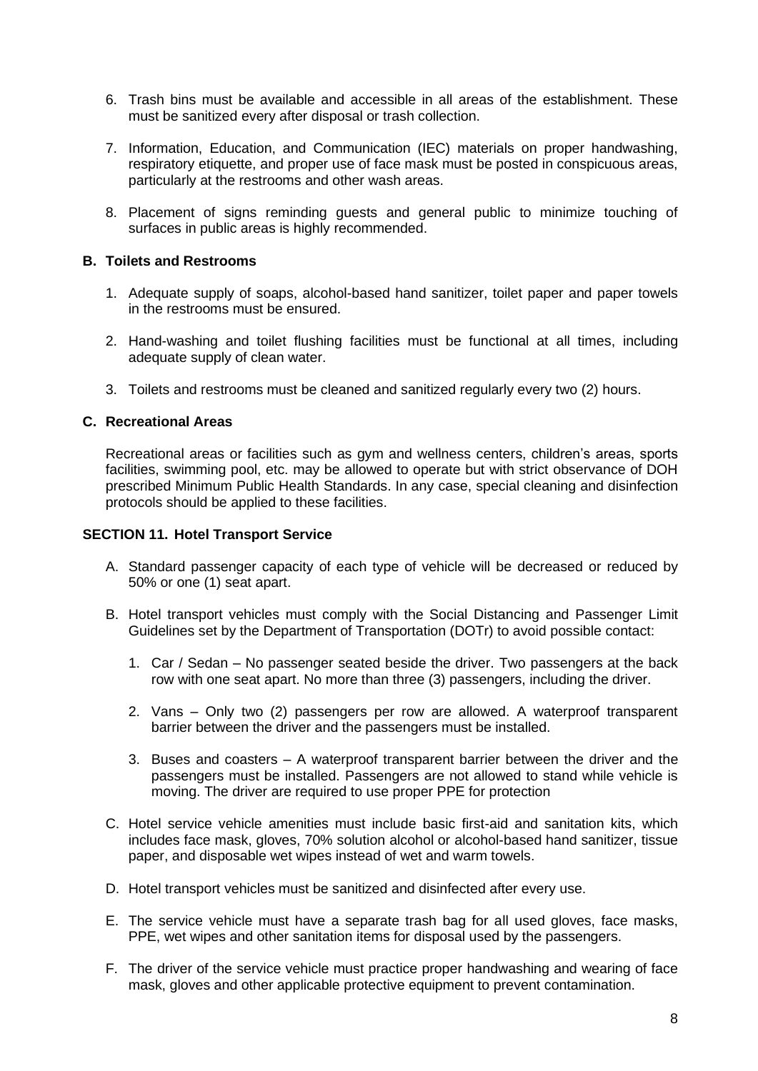6. Trash bins must be available and accessible in all areas of the establishment. These must be sanitized every after disposal or trash collection.

7. Information, Education, and Communication (IEC) materials on proper handwashing, respiratory etiquette, and proper use of face mask must be posted in conspicuous areas, particularly at the restrooms and other wash areas.

8. Placement of signs reminding guests and general public to minimize touching of surfaces in public areas is highly recommended.

### B. Toilets and Restrooms

1. Adequate supply of soaps, alcohol-based hand sanitizer, toilet paper and paper towels in the restrooms must be ensured.

2. Hand-washing and toilet flushing facilities must be functional at all times, including adequate supply of clean water.

3. Toilets and restrooms must be cleaned and sanitized regularly every two (2) hours.

### C. Recreational Areas

Recreational areas or facilities such as gym and wellness centers, children's areas, sports facilities, swimming pool, etc. may be allowed to operate but with strict observance of DOH prescribed Minimum Public Health Standards. In any case, special cleaning and disinfection protocols should be applied to these facilities.

## SECTION 11. Hotel Transport Service

A. Standard passenger capacity of each type of vehicle will be decreased or reduced by 50% or one (1) seat apart.

B. Hotel transport vehicles must comply with the Social Distancing and Passenger Limit Guidelines set by the Department of Transportation (DOTr) to avoid possible contact:

   1. Car / Sedan – No passenger seated beside the driver. Two passengers at the back row with one seat apart. No more than three (3) passengers, including the driver.

   2. Vans – Only two (2) passengers per row are allowed. A waterproof transparent barrier between the driver and the passengers must be installed.

   3. Buses and coasters – A waterproof transparent barrier between the driver and the passengers must be installed. Passengers are not allowed to stand while vehicle is moving. The driver are required to use proper PPE for protection

C. Hotel service vehicle amenities must include basic first-aid and sanitation kits, which includes face mask, gloves, 70% solution alcohol or alcohol-based hand sanitizer, tissue paper, and disposable wet wipes instead of wet and warm towels.

D. Hotel transport vehicles must be sanitized and disinfected after every use.

E. The service vehicle must have a separate trash bag for all used gloves, face masks, PPE, wet wipes and other sanitation items for disposal used by the passengers.

F. The driver of the service vehicle must practice proper handwashing and wearing of face mask, gloves and other applicable protective equipment to prevent contamination.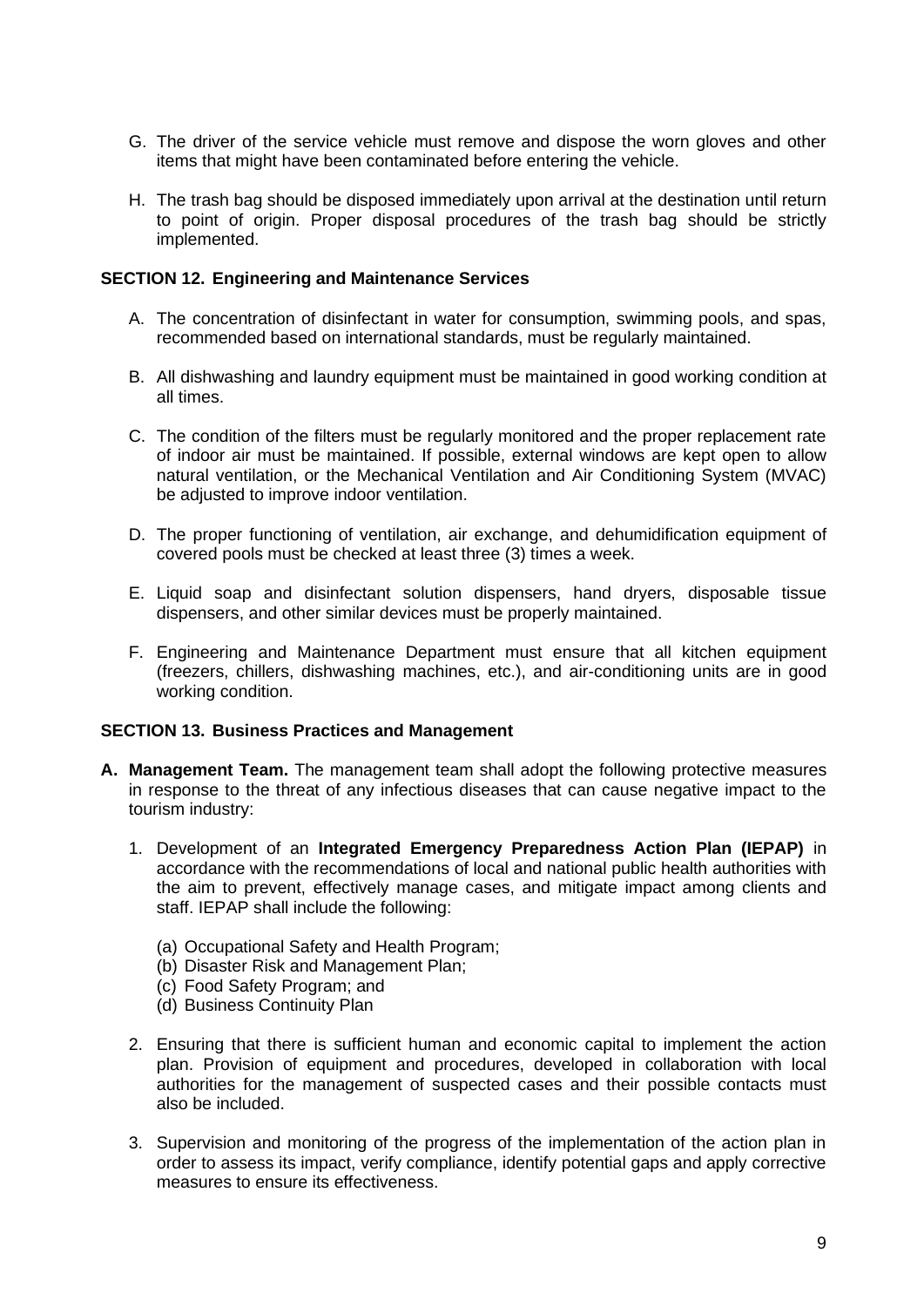G. The driver of the service vehicle must remove and dispose the worn gloves and other items that might have been contaminated before entering the vehicle.

H. The trash bag should be disposed immediately upon arrival at the destination until return to point of origin. Proper disposal procedures of the trash bag should be strictly implemented.

**SECTION 12. Engineering and Maintenance Services**

A. The concentration of disinfectant in water for consumption, swimming pools, and spas, recommended based on international standards, must be regularly maintained.

B. All dishwashing and laundry equipment must be maintained in good working condition at all times.

C. The condition of the filters must be regularly monitored and the proper replacement rate of indoor air must be maintained. If possible, external windows are kept open to allow natural ventilation, or the Mechanical Ventilation and Air Conditioning System (MVAC) be adjusted to improve indoor ventilation.

D. The proper functioning of ventilation, air exchange, and dehumidification equipment of covered pools must be checked at least three (3) times a week.

E. Liquid soap and disinfectant solution dispensers, hand dryers, disposable tissue dispensers, and other similar devices must be properly maintained.

F. Engineering and Maintenance Department must ensure that all kitchen equipment (freezers, chillers, dishwashing machines, etc.), and air-conditioning units are in good working condition.

**SECTION 13. Business Practices and Management**

**A. Management Team.** The management team shall adopt the following protective measures in response to the threat of any infectious diseases that can cause negative impact to the tourism industry:

1. Development of an **Integrated Emergency Preparedness Action Plan (IEPAP)** in accordance with the recommendations of local and national public health authorities with the aim to prevent, effectively manage cases, and mitigate impact among clients and staff. IEPAP shall include the following:

   (a) Occupational Safety and Health Program;
   (b) Disaster Risk and Management Plan;
   (c) Food Safety Program; and
   (d) Business Continuity Plan

2. Ensuring that there is sufficient human and economic capital to implement the action plan. Provision of equipment and procedures, developed in collaboration with local authorities for the management of suspected cases and their possible contacts must also be included.

3. Supervision and monitoring of the progress of the implementation of the action plan in order to assess its impact, verify compliance, identify potential gaps and apply corrective measures to ensure its effectiveness.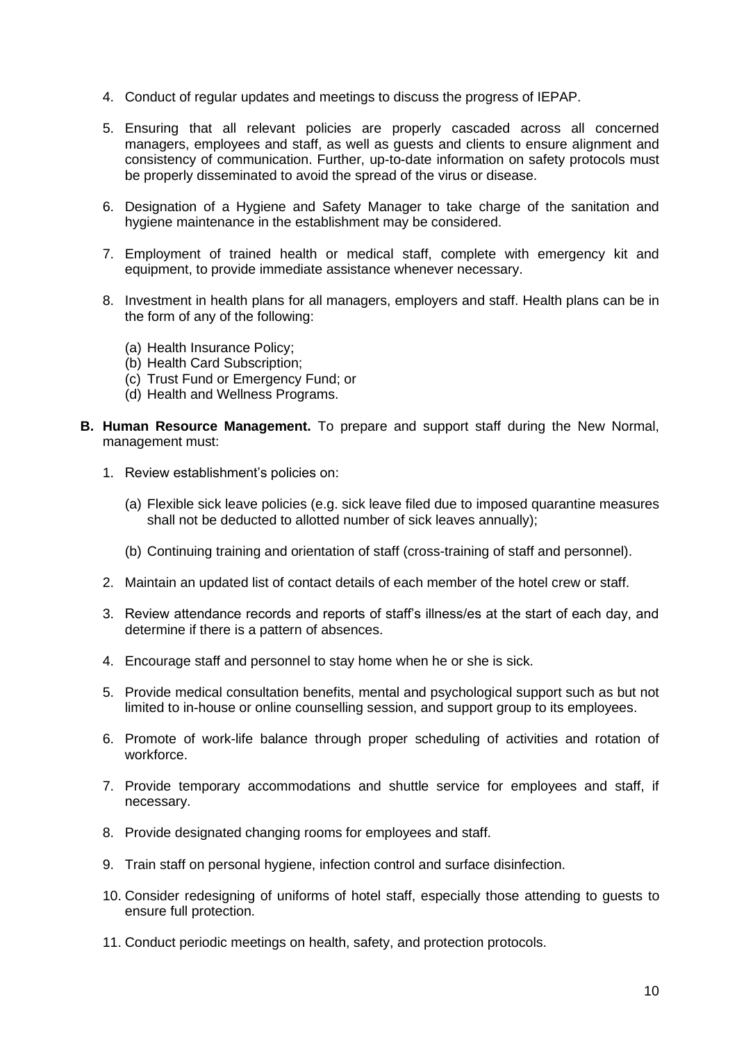4. Conduct of regular updates and meetings to discuss the progress of IEPAP.

5. Ensuring that all relevant policies are properly cascaded across all concerned managers, employees and staff, as well as guests and clients to ensure alignment and consistency of communication. Further, up-to-date information on safety protocols must be properly disseminated to avoid the spread of the virus or disease.

6. Designation of a Hygiene and Safety Manager to take charge of the sanitation and hygiene maintenance in the establishment may be considered.

7. Employment of trained health or medical staff, complete with emergency kit and equipment, to provide immediate assistance whenever necessary.

8. Investment in health plans for all managers, employers and staff. Health plans can be in the form of any of the following:

   (a) Health Insurance Policy;
   (b) Health Card Subscription;
   (c) Trust Fund or Emergency Fund; or
   (d) Health and Wellness Programs.

**B. Human Resource Management.** To prepare and support staff during the New Normal, management must:

1. Review establishment's policies on:

   (a) Flexible sick leave policies (e.g. sick leave filed due to imposed quarantine measures shall not be deducted to allotted number of sick leaves annually);

   (b) Continuing training and orientation of staff (cross-training of staff and personnel).

2. Maintain an updated list of contact details of each member of the hotel crew or staff.

3. Review attendance records and reports of staff's illness/es at the start of each day, and determine if there is a pattern of absences.

4. Encourage staff and personnel to stay home when he or she is sick.

5. Provide medical consultation benefits, mental and psychological support such as but not limited to in-house or online counselling session, and support group to its employees.

6. Promote of work-life balance through proper scheduling of activities and rotation of workforce.

7. Provide temporary accommodations and shuttle service for employees and staff, if necessary.

8. Provide designated changing rooms for employees and staff.

9. Train staff on personal hygiene, infection control and surface disinfection.

10. Consider redesigning of uniforms of hotel staff, especially those attending to guests to ensure full protection.

11. Conduct periodic meetings on health, safety, and protection protocols.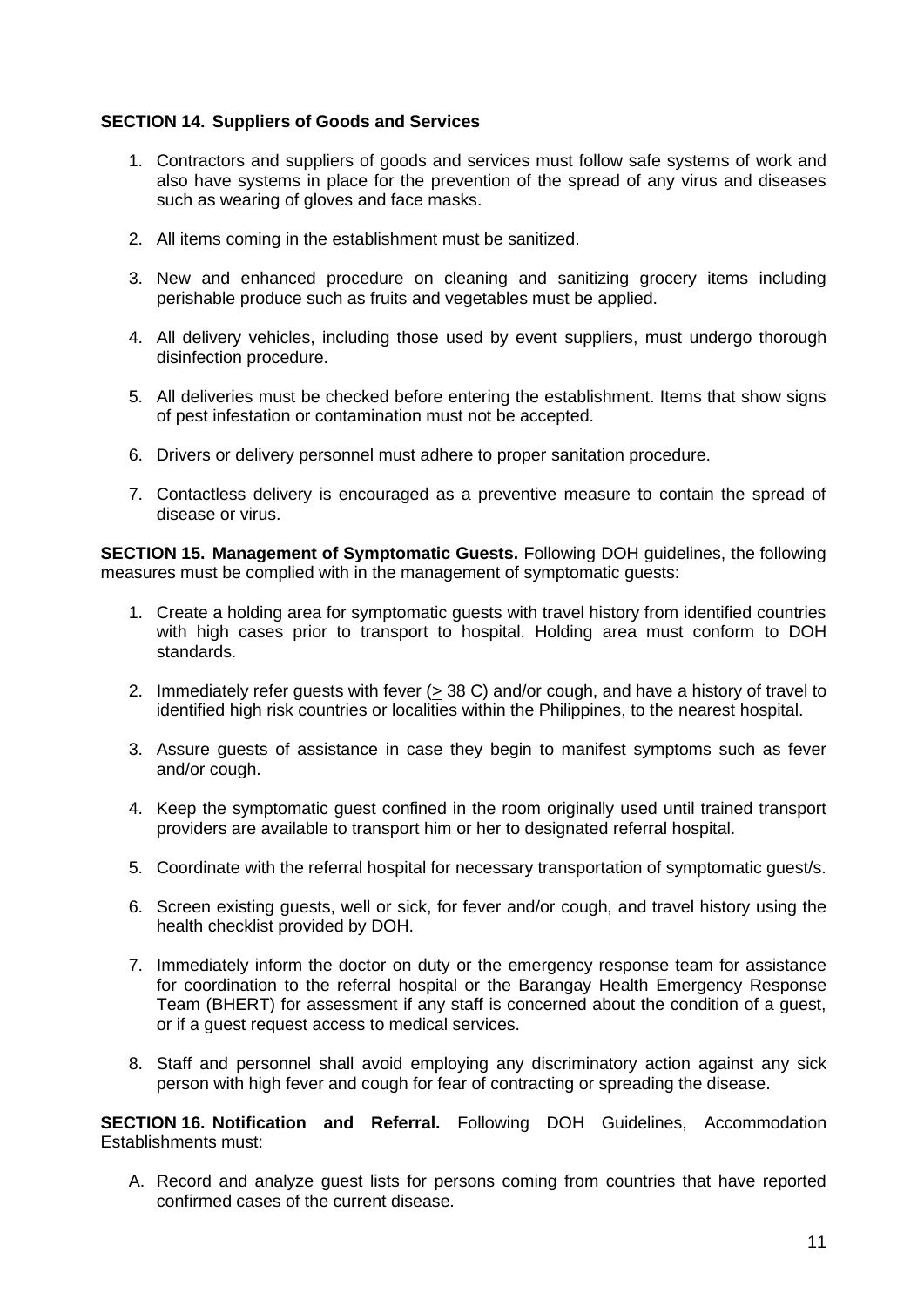**SECTION 14. Suppliers of Goods and Services**

1. Contractors and suppliers of goods and services must follow safe systems of work and also have systems in place for the prevention of the spread of any virus and diseases such as wearing of gloves and face masks.

2. All items coming in the establishment must be sanitized.

3. New and enhanced procedure on cleaning and sanitizing grocery items including perishable produce such as fruits and vegetables must be applied.

4. All delivery vehicles, including those used by event suppliers, must undergo thorough disinfection procedure.

5. All deliveries must be checked before entering the establishment. Items that show signs of pest infestation or contamination must not be accepted.

6. Drivers or delivery personnel must adhere to proper sanitation procedure.

7. Contactless delivery is encouraged as a preventive measure to contain the spread of disease or virus.

**SECTION 15. Management of Symptomatic Guests.** Following DOH guidelines, the following measures must be complied with in the management of symptomatic guests:

1. Create a holding area for symptomatic guests with travel history from identified countries with high cases prior to transport to hospital. Holding area must conform to DOH standards.

2. Immediately refer guests with fever ($\geq$ 38 C) and/or cough, and have a history of travel to identified high risk countries or localities within the Philippines, to the nearest hospital.

3. Assure guests of assistance in case they begin to manifest symptoms such as fever and/or cough.

4. Keep the symptomatic guest confined in the room originally used until trained transport providers are available to transport him or her to designated referral hospital.

5. Coordinate with the referral hospital for necessary transportation of symptomatic guest/s.

6. Screen existing guests, well or sick, for fever and/or cough, and travel history using the health checklist provided by DOH.

7. Immediately inform the doctor on duty or the emergency response team for assistance for coordination to the referral hospital or the Barangay Health Emergency Response Team (BHERT) for assessment if any staff is concerned about the condition of a guest, or if a guest request access to medical services.

8. Staff and personnel shall avoid employing any discriminatory action against any sick person with high fever and cough for fear of contracting or spreading the disease.

**SECTION 16. Notification and Referral.** Following DOH Guidelines, Accommodation Establishments must:

A. Record and analyze guest lists for persons coming from countries that have reported confirmed cases of the current disease.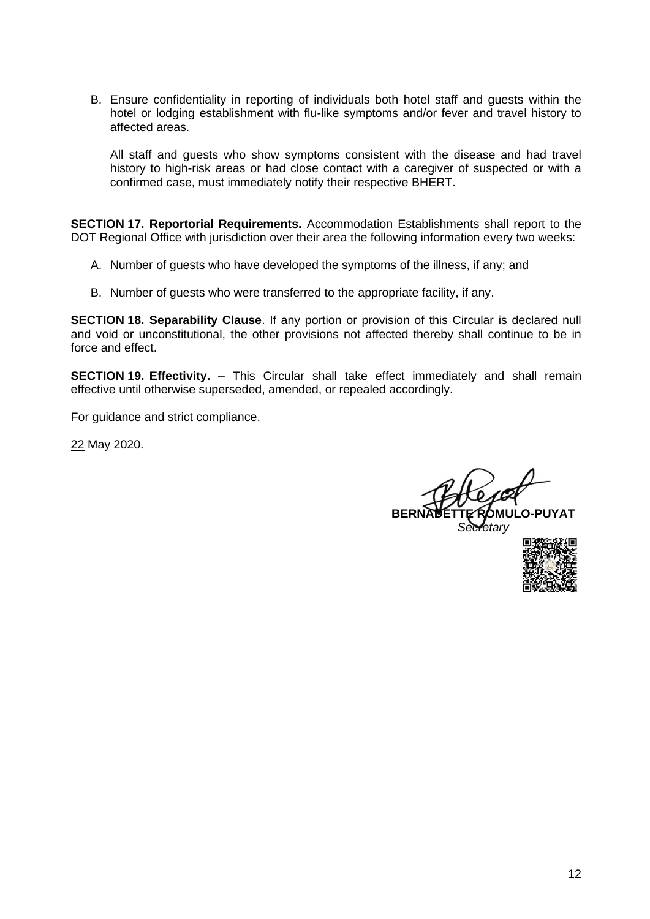B. Ensure confidentiality in reporting of individuals both hotel staff and guests within the hotel or lodging establishment with flu-like symptoms and/or fever and travel history to affected areas.

   All staff and guests who show symptoms consistent with the disease and had travel history to high-risk areas or had close contact with a caregiver of suspected or with a confirmed case, must immediately notify their respective BHERT.

**SECTION 17. Reportorial Requirements.** Accommodation Establishments shall report to the DOT Regional Office with jurisdiction over their area the following information every two weeks:

A. Number of guests who have developed the symptoms of the illness, if any; and

B. Number of guests who were transferred to the appropriate facility, if any.

**SECTION 18. Separability Clause**. If any portion or provision of this Circular is declared null and void or unconstitutional, the other provisions not affected thereby shall continue to be in force and effect.

**SECTION 19. Effectivity.** – This Circular shall take effect immediately and shall remain effective until otherwise superseded, amended, or repealed accordingly.

For guidance and strict compliance.

22 May 2020.

**BERNADETTE ROMULO-PUYAT**
*Secretary*